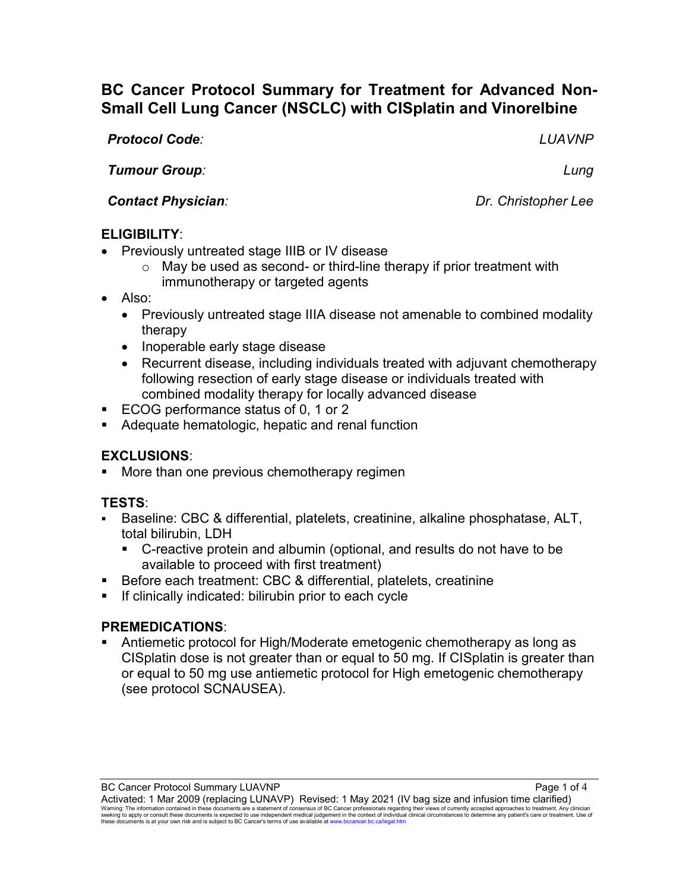# BC Cancer Protocol Summary for Treatment for Advanced Non-Small Cell Lung Cancer (NSCLC) with CISplatin and Vinorelbine

| | |
|---|---|
| ***Protocol Code:*** | *LUAVNP* |
| ***Tumour Group:*** | *Lung* |
| ***Contact Physician:*** | *Dr. Christopher Lee* |

## ELIGIBILITY:

- Previously untreated stage IIIB or IV disease
  - May be used as second- or third-line therapy if prior treatment with immunotherapy or targeted agents
- Also:
  - Previously untreated stage IIIA disease not amenable to combined modality therapy
  - Inoperable early stage disease
  - Recurrent disease, including individuals treated with adjuvant chemotherapy following resection of early stage disease or individuals treated with combined modality therapy for locally advanced disease
- ECOG performance status of 0, 1 or 2
- Adequate hematologic, hepatic and renal function

## EXCLUSIONS:

- More than one previous chemotherapy regimen

## TESTS:

- Baseline: CBC & differential, platelets, creatinine, alkaline phosphatase, ALT, total bilirubin, LDH
  - C-reactive protein and albumin (optional, and results do not have to be available to proceed with first treatment)
- Before each treatment: CBC & differential, platelets, creatinine
- If clinically indicated: bilirubin prior to each cycle

## PREMEDICATIONS:

- Antiemetic protocol for High/Moderate emetogenic chemotherapy as long as CISplatin dose is not greater than or equal to 50 mg. If CISplatin is greater than or equal to 50 mg use antiemetic protocol for High emetogenic chemotherapy (see protocol SCNAUSEA).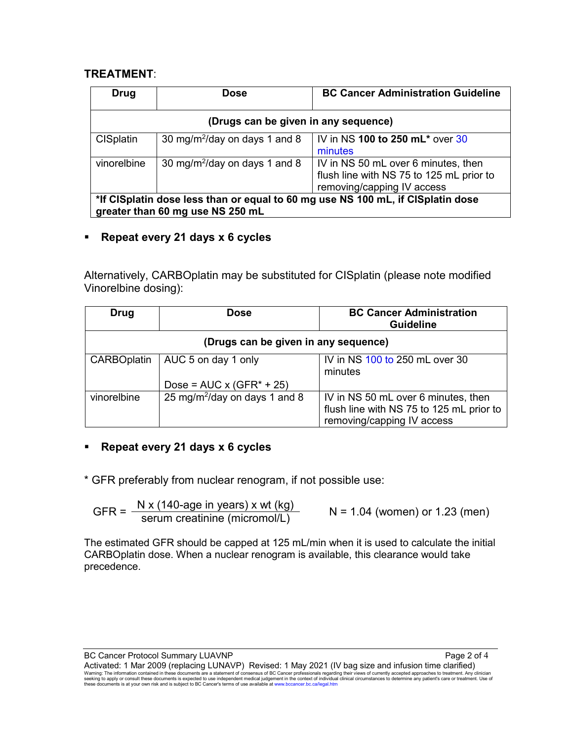**TREATMENT**:

| Drug | Dose | BC Cancer Administration Guideline |
|---|---|---|
| **(Drugs can be given in any sequence)** | | |
| CISplatin | 30 mg/m$^2$/day on days 1 and 8 | IV in NS **100 to 250 mL*** over 30 minutes |
| vinorelbine | 30 mg/m$^2$/day on days 1 and 8 | IV in NS 50 mL over 6 minutes, then flush line with NS 75 to 125 mL prior to removing/capping IV access |
| ***If CISplatin dose less than or equal to 60 mg use NS 100 mL, if CISplatin dose greater than 60 mg use NS 250 mL** | | |

- **Repeat every 21 days x 6 cycles**

Alternatively, CARBOplatin may be substituted for CISplatin (please note modified Vinorelbine dosing):

| Drug | Dose | BC Cancer Administration Guideline |
|---|---|---|
| **(Drugs can be given in any sequence)** | | |
| CARBOplatin | AUC 5 on day 1 only<br><br>Dose = AUC x (GFR* + 25) | IV in NS 100 to 250 mL over 30 minutes |
| vinorelbine | 25 mg/m$^2$/day on days 1 and 8 | IV in NS 50 mL over 6 minutes, then flush line with NS 75 to 125 mL prior to removing/capping IV access |

- **Repeat every 21 days x 6 cycles**

\* GFR preferably from nuclear renogram, if not possible use:

$$GFR = \frac{N \times (140 - \text{age in years}) \times \text{wt (kg)}}{\text{serum creatinine (micromol/L)}} \qquad N = 1.04 \text{ (women) or } 1.23 \text{ (men)}$$

The estimated GFR should be capped at 125 mL/min when it is used to calculate the initial CARBOplatin dose. When a nuclear renogram is available, this clearance would take precedence.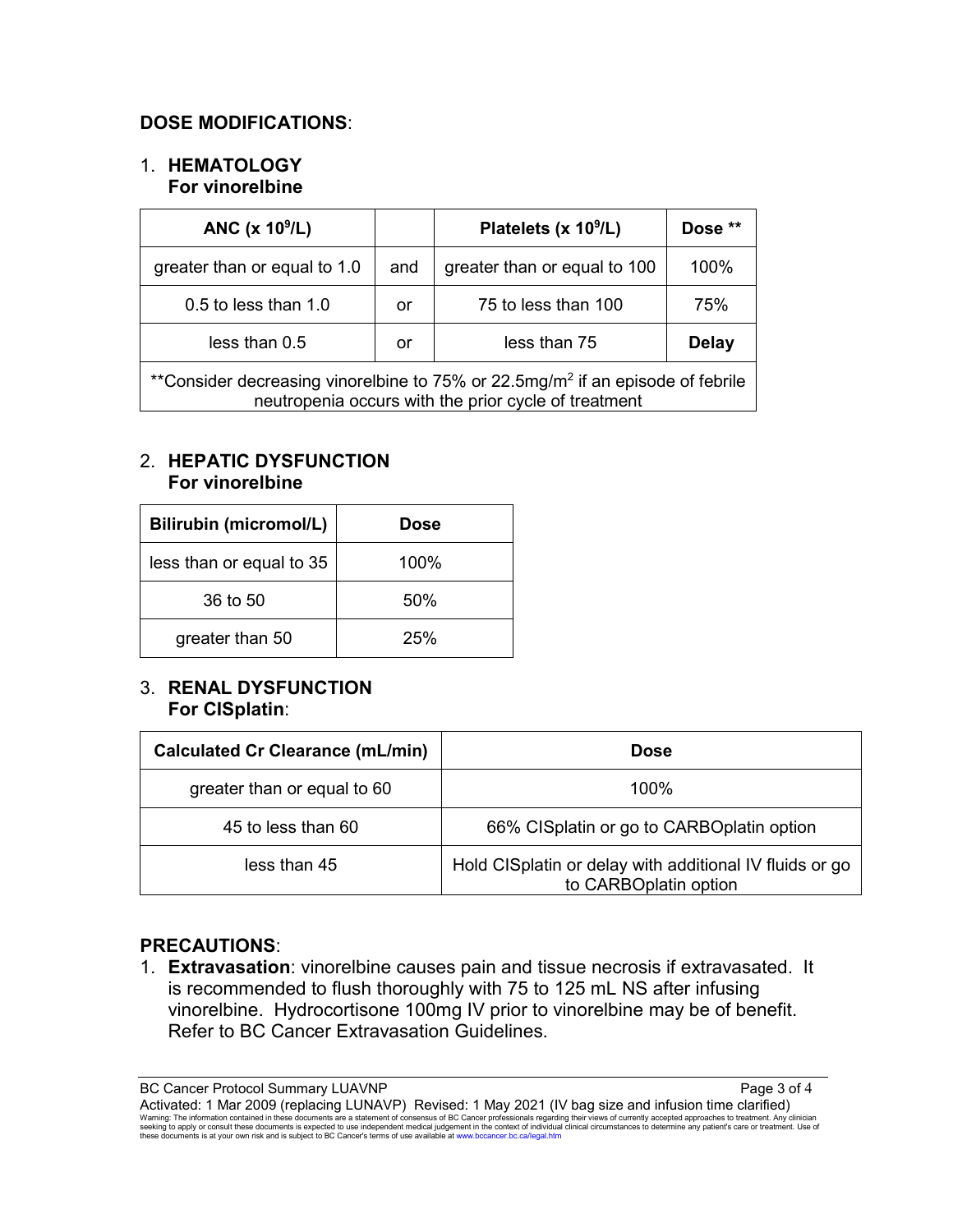**DOSE MODIFICATIONS**:

1. **HEMATOLOGY**
   **For vinorelbine**

| ANC (x $10^9$/L) | | Platelets (x $10^9$/L) | Dose ** |
|---|---|---|---|
| greater than or equal to 1.0 | and | greater than or equal to 100 | 100% |
| 0.5 to less than 1.0 | or | 75 to less than 100 | 75% |
| less than 0.5 | or | less than 75 | **Delay** |
| **Consider decreasing vinorelbine to 75% or 22.5mg/m$^2$ if an episode of febrile neutropenia occurs with the prior cycle of treatment | | | |

2. **HEPATIC DYSFUNCTION**
   **For vinorelbine**

| Bilirubin (micromol/L) | Dose |
|---|---|
| less than or equal to 35 | 100% |
| 36 to 50 | 50% |
| greater than 50 | 25% |

3. **RENAL DYSFUNCTION**
   **For CISplatin**:

| Calculated Cr Clearance (mL/min) | Dose |
|---|---|
| greater than or equal to 60 | 100% |
| 45 to less than 60 | 66% CISplatin or go to CARBOplatin option |
| less than 45 | Hold CISplatin or delay with additional IV fluids or go to CARBOplatin option |

**PRECAUTIONS**:

1. **Extravasation**: vinorelbine causes pain and tissue necrosis if extravasated. It is recommended to flush thoroughly with 75 to 125 mL NS after infusing vinorelbine. Hydrocortisone 100mg IV prior to vinorelbine may be of benefit. Refer to BC Cancer Extravasation Guidelines.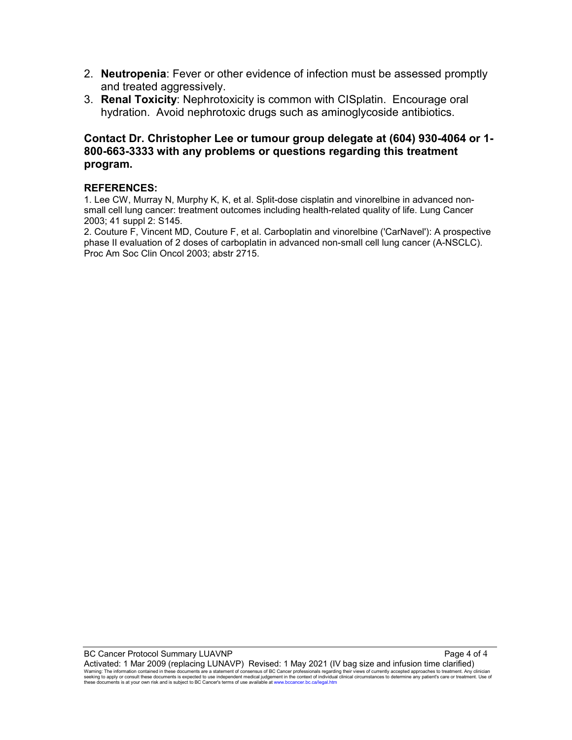2. **Neutropenia**: Fever or other evidence of infection must be assessed promptly and treated aggressively.
3. **Renal Toxicity**: Nephrotoxicity is common with CISplatin. Encourage oral hydration. Avoid nephrotoxic drugs such as aminoglycoside antibiotics.

**Contact Dr. Christopher Lee or tumour group delegate at (604) 930-4064 or 1-800-663-3333 with any problems or questions regarding this treatment program.**

## REFERENCES:

1. Lee CW, Murray N, Murphy K, K, et al. Split-dose cisplatin and vinorelbine in advanced non-small cell lung cancer: treatment outcomes including health-related quality of life. Lung Cancer 2003; 41 suppl 2: S145.
2. Couture F, Vincent MD, Couture F, et al. Carboplatin and vinorelbine ('CarNavel'): A prospective phase II evaluation of 2 doses of carboplatin in advanced non-small cell lung cancer (A-NSCLC). Proc Am Soc Clin Oncol 2003; abstr 2715.